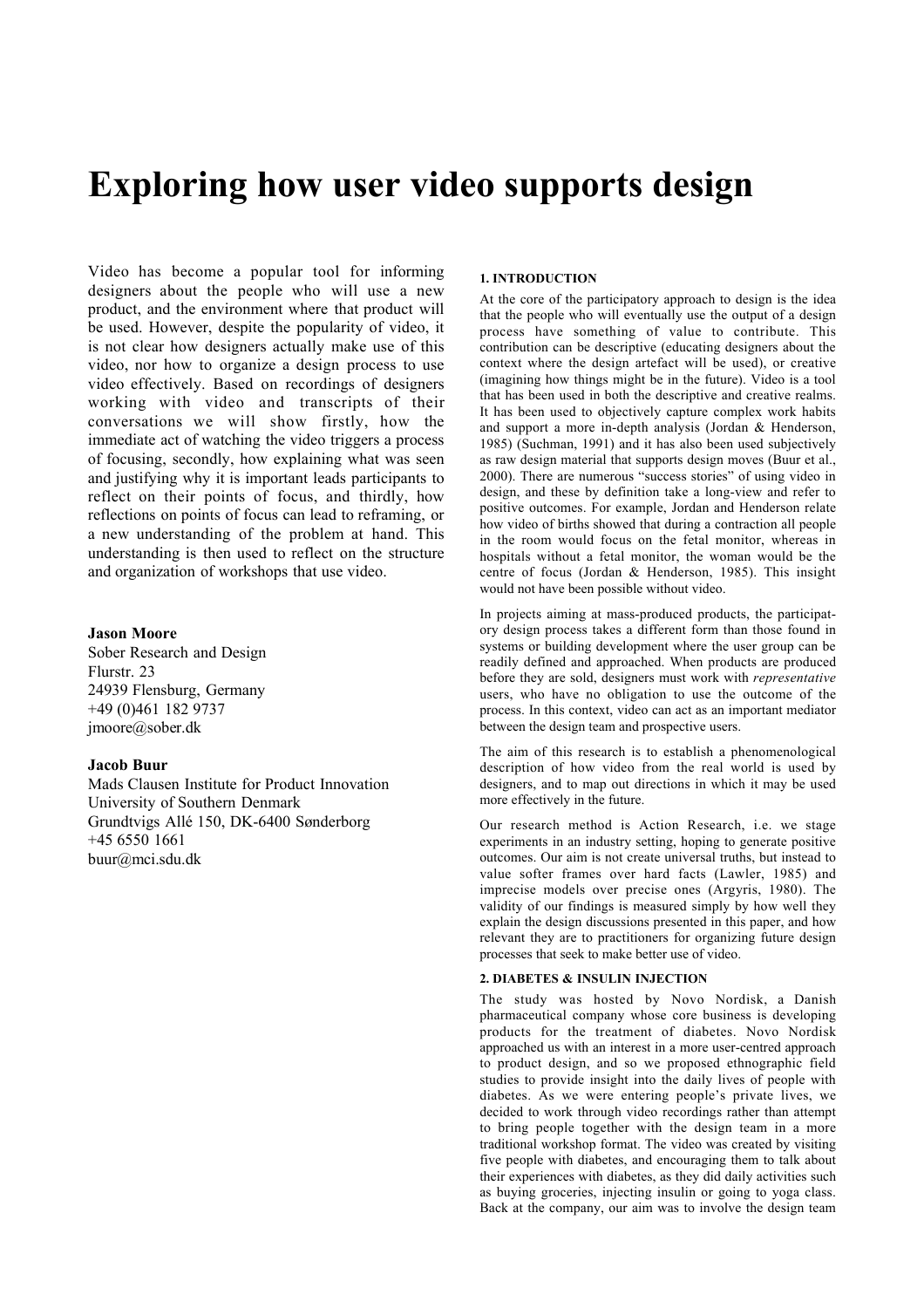# Exploring how user video supports design

Video has become a popular tool for informing designers about the people who will use a new product, and the environment where that product will be used. However, despite the popularity of video, it is not clear how designers actually make use of this video, nor how to organize a design process to use video effectively. Based on recordings of designers working with video and transcripts of their conversations we will show firstly, how the immediate act of watching the video triggers a process of focusing, secondly, how explaining what was seen and justifying why it is important leads participants to reflect on their points of focus, and thirdly, how reflections on points of focus can lead to reframing, or a new understanding of the problem at hand. This understanding is then used to reflect on the structure and organization of workshops that use video.

**Jason Moore**
Sober Research and Design
Flurstr. 23
24939 Flensburg, Germany
+49 (0)461 182 9737
jmoore@sober.dk

**Jacob Buur**
Mads Clausen Institute for Product Innovation
University of Southern Denmark
Grundtvigs Allé 150, DK-6400 Sønderborg
+45 6550 1661
buur@mci.sdu.dk

## 1. INTRODUCTION

At the core of the participatory approach to design is the idea that the people who will eventually use the output of a design process have something of value to contribute. This contribution can be descriptive (educating designers about the context where the design artefact will be used), or creative (imagining how things might be in the future). Video is a tool that has been used in both the descriptive and creative realms. It has been used to objectively capture complex work habits and support a more in-depth analysis (Jordan & Henderson, 1985) (Suchman, 1991) and it has also been used subjectively as raw design material that supports design moves (Buur et al., 2000). There are numerous "success stories" of using video in design, and these by definition take a long-view and refer to positive outcomes. For example, Jordan and Henderson relate how video of births showed that during a contraction all people in the room would focus on the fetal monitor, whereas in hospitals without a fetal monitor, the woman would be the centre of focus (Jordan & Henderson, 1985). This insight would not have been possible without video.

In projects aiming at mass-produced products, the participatory design process takes a different form than those found in systems or building development where the user group can be readily defined and approached. When products are produced before they are sold, designers must work with *representative* users, who have no obligation to use the outcome of the process. In this context, video can act as an important mediator between the design team and prospective users.

The aim of this research is to establish a phenomenological description of how video from the real world is used by designers, and to map out directions in which it may be used more effectively in the future.

Our research method is Action Research, i.e. we stage experiments in an industry setting, hoping to generate positive outcomes. Our aim is not create universal truths, but instead to value softer frames over hard facts (Lawler, 1985) and imprecise models over precise ones (Argyris, 1980). The validity of our findings is measured simply by how well they explain the design discussions presented in this paper, and how relevant they are to practitioners for organizing future design processes that seek to make better use of video.

## 2. DIABETES & INSULIN INJECTION

The study was hosted by Novo Nordisk, a Danish pharmaceutical company whose core business is developing products for the treatment of diabetes. Novo Nordisk approached us with an interest in a more user-centred approach to product design, and so we proposed ethnographic field studies to provide insight into the daily lives of people with diabetes. As we were entering people's private lives, we decided to work through video recordings rather than attempt to bring people together with the design team in a more traditional workshop format. The video was created by visiting five people with diabetes, and encouraging them to talk about their experiences with diabetes, as they did daily activities such as buying groceries, injecting insulin or going to yoga class. Back at the company, our aim was to involve the design team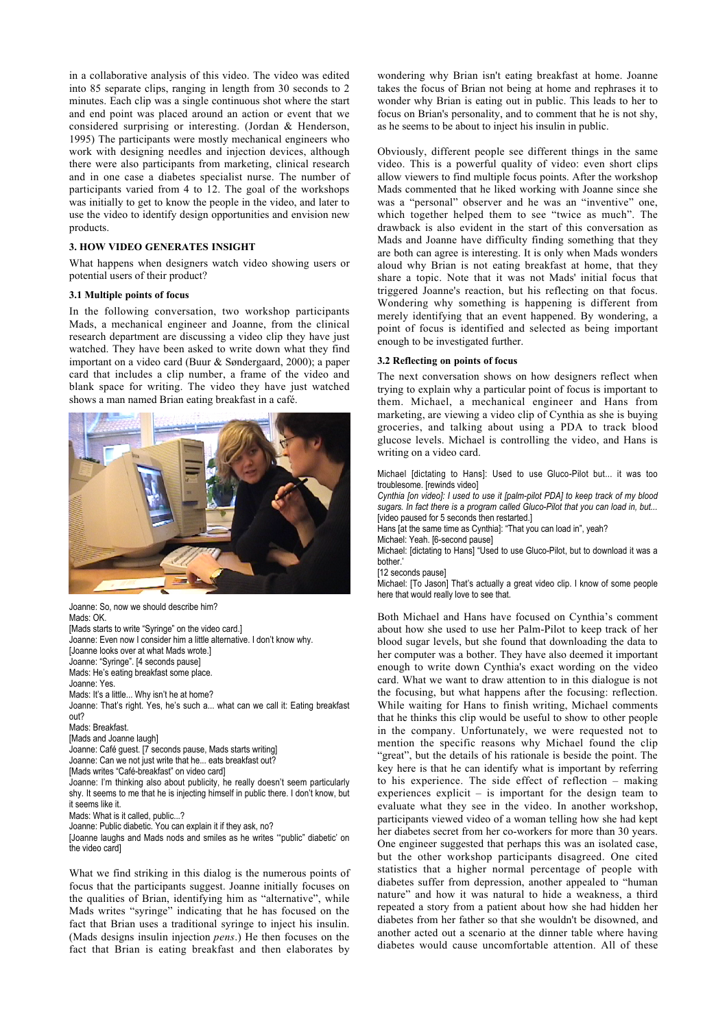in a collaborative analysis of this video. The video was edited into 85 separate clips, ranging in length from 30 seconds to 2 minutes. Each clip was a single continuous shot where the start and end point was placed around an action or event that we considered surprising or interesting. (Jordan & Henderson, 1995) The participants were mostly mechanical engineers who work with designing needles and injection devices, although there were also participants from marketing, clinical research and in one case a diabetes specialist nurse. The number of participants varied from 4 to 12. The goal of the workshops was initially to get to know the people in the video, and later to use the video to identify design opportunities and envision new products.

## 3. HOW VIDEO GENERATES INSIGHT

What happens when designers watch video showing users or potential users of their product?

### 3.1 Multiple points of focus

In the following conversation, two workshop participants Mads, a mechanical engineer and Joanne, from the clinical research department are discussing a video clip they have just watched. They have been asked to write down what they find important on a video card (Buur & Søndergaard, 2000); a paper card that includes a clip number, a frame of the video and blank space for writing. The video they have just watched shows a man named Brian eating breakfast in a café.

Joanne: So, now we should describe him?
Mads: OK.
[Mads starts to write "Syringe" on the video card.]
Joanne: Even now I consider him a little alternative. I don't know why.
[Joanne looks over at what Mads wrote.]
Joanne: "Syringe". [4 seconds pause]
Mads: He's eating breakfast some place.
Joanne: Yes.
Mads: It's a little... Why isn't he at home?
Joanne: That's right. Yes, he's such a... what can we call it: Eating breakfast out?
Mads: Breakfast.
[Mads and Joanne laugh]
Joanne: Café guest. [7 seconds pause, Mads starts writing]
Joanne: Can we not just write that he... eats breakfast out?
[Mads writes "Café-breakfast" on video card]
Joanne: I'm thinking also about publicity, he really doesn't seem particularly shy. It seems to me that he is injecting himself in public there. I don't know, but it seems like it.
Mads: What is it called, public...?
Joanne: Public diabetic. You can explain it if they ask, no?
[Joanne laughs and Mads nods and smiles as he writes '"public" diabetic' on the video card]

What we find striking in this dialog is the numerous points of focus that the participants suggest. Joanne initially focuses on the qualities of Brian, identifying him as "alternative", while Mads writes "syringe" indicating that he has focused on the fact that Brian uses a traditional syringe to inject his insulin. (Mads designs insulin injection *pens*.) He then focuses on the fact that Brian is eating breakfast and then elaborates by wondering why Brian isn't eating breakfast at home. Joanne takes the focus of Brian not being at home and rephrases it to wonder why Brian is eating out in public. This leads to her to focus on Brian's personality, and to comment that he is not shy, as he seems to be about to inject his insulin in public.

Obviously, different people see different things in the same video. This is a powerful quality of video: even short clips allow viewers to find multiple focus points. After the workshop Mads commented that he liked working with Joanne since she was a "personal" observer and he was an "inventive" one, which together helped them to see "twice as much". The drawback is also evident in the start of this conversation as Mads and Joanne have difficulty finding something that they are both can agree is interesting. It is only when Mads wonders aloud why Brian is not eating breakfast at home, that they share a topic. Note that it was not Mads' initial focus that triggered Joanne's reaction, but his reflecting on that focus. Wondering why something is happening is different from merely identifying that an event happened. By wondering, a point of focus is identified and selected as being important enough to be investigated further.

### 3.2 Reflecting on points of focus

The next conversation shows on how designers reflect when trying to explain why a particular point of focus is important to them. Michael, a mechanical engineer and Hans from marketing, are viewing a video clip of Cynthia as she is buying groceries, and talking about using a PDA to track blood glucose levels. Michael is controlling the video, and Hans is writing on a video card.

Michael [dictating to Hans]: Used to use Gluco-Pilot but... it was too troublesome. [rewinds video]
*Cynthia [on video]: I used to use it [palm-pilot PDA] to keep track of my blood sugars. In fact there is a program called Gluco-Pilot that you can load in, but...*
[video paused for 5 seconds then restarted.]
Hans [at the same time as Cynthia]: "That you can load in", yeah?
Michael: Yeah. [6-second pause]
Michael: [dictating to Hans] "Used to use Gluco-Pilot, but to download it was a bother.'
[12 seconds pause]
Michael: [To Jason] That's actually a great video clip. I know of some people here that would really love to see that.

Both Michael and Hans have focused on Cynthia's comment about how she used to use her Palm-Pilot to keep track of her blood sugar levels, but she found that downloading the data to her computer was a bother. They have also deemed it important enough to write down Cynthia's exact wording on the video card. What we want to draw attention to in this dialogue is not the focusing, but what happens after the focusing. While waiting for Hans to finish writing, Michael comments that he thinks this clip would be useful to show to other people in the company. Unfortunately, we were requested not to mention the specific reasons why Michael found the clip "great", but the details of his rationale is beside the point. The key here is that he can identify what is important by referring to his experience. The side effect of reflection – making experiences explicit – is important for the design team to evaluate what they see in the video. In another workshop, participants viewed video of a woman telling how she had kept her diabetes secret from her co-workers for more than 30 years. One engineer suggested that perhaps this was an isolated case, but the other workshop participants disagreed. One cited statistics that a higher normal percentage of people with diabetes suffer from depression, another appealed to "human nature" and how it was natural to hide a weakness, a third repeated a story from a patient about how she had hidden her diabetes from her father so that she wouldn't be disowned, and another acted out a scenario at the dinner table where having diabetes would cause uncomfortable attention. All of these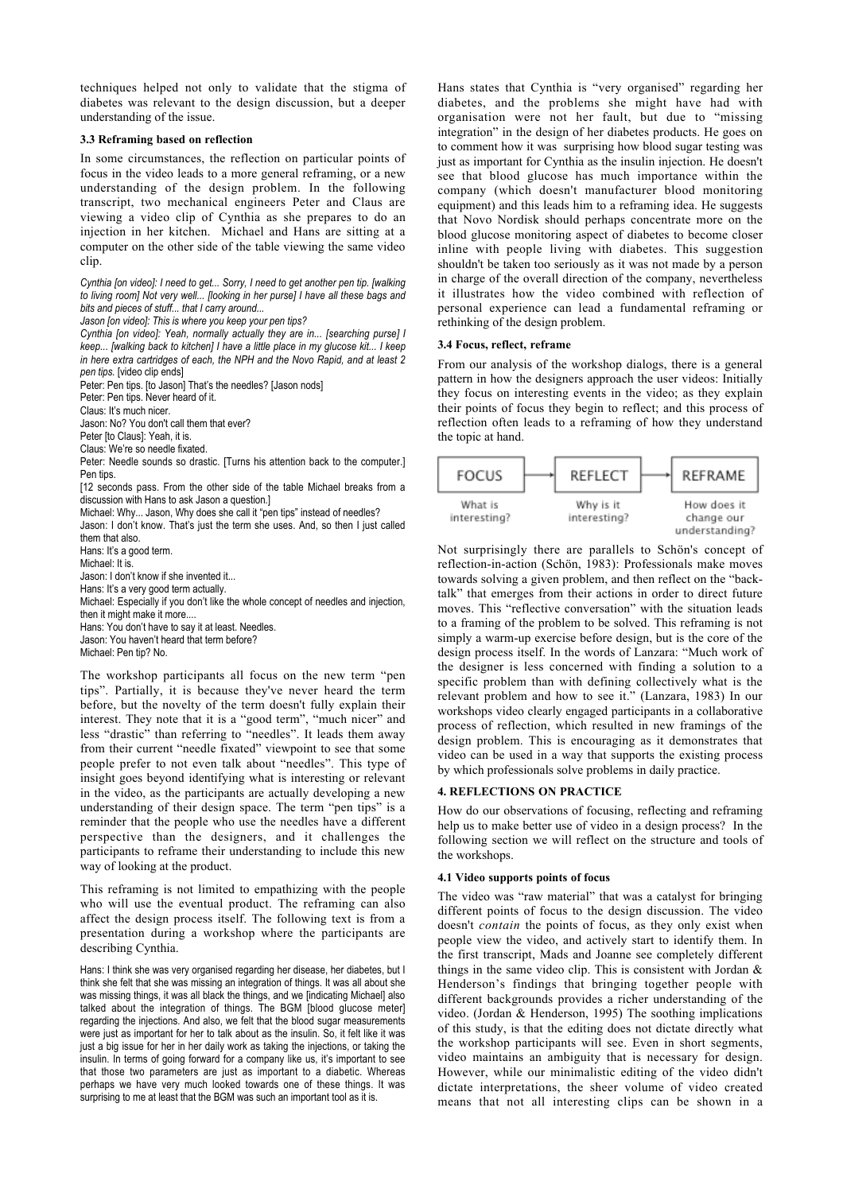techniques helped not only to validate that the stigma of diabetes was relevant to the design discussion, but a deeper understanding of the issue.

### 3.3 Reframing based on reflection

In some circumstances, the reflection on particular points of focus in the video leads to a more general reframing, or a new understanding of the design problem. In the following transcript, two mechanical engineers Peter and Claus are viewing a video clip of Cynthia as she prepares to do an injection in her kitchen. Michael and Hans are sitting at a computer on the other side of the table viewing the same video clip.

*Cynthia [on video]: I need to get... Sorry, I need to get another pen tip. [walking to living room] Not very well... [looking in her purse] I have all these bags and bits and pieces of stuff... that I carry around...*
*Jason [on video]: This is where you keep your pen tips?*
*Cynthia [on video]: Yeah, normally actually they are in... [searching purse] I keep... [walking back to kitchen] I have a little place in my glucose kit... I keep in here extra cartridges of each, the NPH and the Novo Rapid, and at least 2 pen tips.* [video clip ends]
Peter: Pen tips. [to Jason] That's the needles? [Jason nods]
Peter: Pen tips. Never heard of it.
Claus: It's much nicer.
Jason: No? You don't call them that ever?
Peter [to Claus]: Yeah, it is.
Claus: We're so needle fixated.
Peter: Needle sounds so drastic. [Turns his attention back to the computer.] Pen tips.
[12 seconds pass. From the other side of the table Michael breaks from a discussion with Hans to ask Jason a question.]
Michael: Why... Jason, Why does she call it "pen tips" instead of needles?
Jason: I don't know. That's just the term she uses. And, so then I just called them that also.
Hans: It's a good term.
Michael: It is.
Jason: I don't know if she invented it...
Hans: It's a very good term actually.
Michael: Especially if you don't like the whole concept of needles and injection, then it might make it more....
Hans: You don't have to say it at least. Needles.
Jason: You haven't heard that term before?
Michael: Pen tip? No.

The workshop participants all focus on the new term "pen tips". Partially, it is because they've never heard the term before, but the novelty of the term doesn't fully explain their interest. They note that it is a "good term", "much nicer" and less "drastic" than referring to "needles". It leads them away from their current "needle fixated" viewpoint to see that some people prefer to not even talk about "needles". This type of insight goes beyond identifying what is interesting or relevant in the video, as the participants are actually developing a new understanding of their design space. The term "pen tips" is a reminder that the people who use the needles have a different perspective than the designers, and it challenges the participants to reframe their understanding to include this new way of looking at the product.

This reframing is not limited to empathizing with the people who will use the eventual product. The reframing can also affect the design process itself. The following text is from a presentation during a workshop where the participants are describing Cynthia.

Hans: I think she was very organised regarding her disease, her diabetes, but I think she felt that she was missing an integration of things. It was all about she was missing things, it was all black the things, and we [indicating Michael] also talked about the integration of things. The BGM [blood glucose meter] regarding the injections. And also, we felt that the blood sugar measurements were just as important for her to talk about as the insulin. So, it felt like it was just a big issue for her in her daily work as taking the injections, or taking the insulin. In terms of going forward for a company like us, it's important to see that those two parameters are just as important to a diabetic. Whereas perhaps we have very much looked towards one of these things. It was surprising to me at least that the BGM was such an important tool as it is.

Hans states that Cynthia is "very organised" regarding her diabetes, and the problems she might have had with organisation were not her fault, but due to "missing integration" in the design of her diabetes products. He goes on to comment how it was surprising how blood sugar testing was just as important for Cynthia as the insulin injection. He doesn't see that blood glucose has much importance within the company (which doesn't manufacturer blood monitoring equipment) and this leads him to a reframing idea. He suggests that Novo Nordisk should perhaps concentrate more on the blood glucose monitoring aspect of diabetes to become closer inline with people living with diabetes. This suggestion shouldn't be taken too seriously as it was not made by a person in charge of the overall direction of the company, nevertheless it illustrates how the video combined with reflection of personal experience can lead a fundamental reframing or rethinking of the design problem.

### 3.4 Focus, reflect, reframe

From our analysis of the workshop dialogs, there is a general pattern in how the designers approach the user videos: Initially they focus on interesting events in the video; as they explain their points of focus they begin to reflect; and this process of reflection often leads to a reframing of how they understand the topic at hand.

FOCUS → REFLECT → REFRAME

What is interesting? | Why is it interesting? | How does it change our understanding?

Not surprisingly there are parallels to Schön's concept of reflection-in-action (Schön, 1983): Professionals make moves towards solving a given problem, and then reflect on the "back-talk" that emerges from their actions in order to direct future moves. This "reflective conversation" with the situation leads to a framing of the problem to be solved. This reframing is not simply a warm-up exercise before design, but is the core of the design process itself. In the words of Lanzara: "Much work of the designer is less concerned with finding a solution to a specific problem than with defining collectively what is the relevant problem and how to see it." (Lanzara, 1983) In our workshops video clearly engaged participants in a collaborative process of reflection, which resulted in new framings of the design problem. This is encouraging as it demonstrates that video can be used in a way that supports the existing process by which professionals solve problems in daily practice.

## 4. REFLECTIONS ON PRACTICE

How do our observations of focusing, reflecting and reframing help us to make better use of video in a design process? In the following section we will reflect on the structure and tools of the workshops.

### 4.1 Video supports points of focus

The video was "raw material" that was a catalyst for bringing different points of focus to the design discussion. The video doesn't *contain* the points of focus, as they only exist when people view the video, and actively start to identify them. In the first transcript, Mads and Joanne see completely different things in the same video clip. This is consistent with Jordan & Henderson's findings that bringing together people with different backgrounds provides a richer understanding of the video. (Jordan & Henderson, 1995) The soothing implications of this study, is that the editing does not dictate directly what the workshop participants will see. Even in short segments, video maintains an ambiguity that is necessary for design. However, while our minimalistic editing of the video didn't dictate interpretations, the sheer volume of video created means that not all interesting clips can be shown in a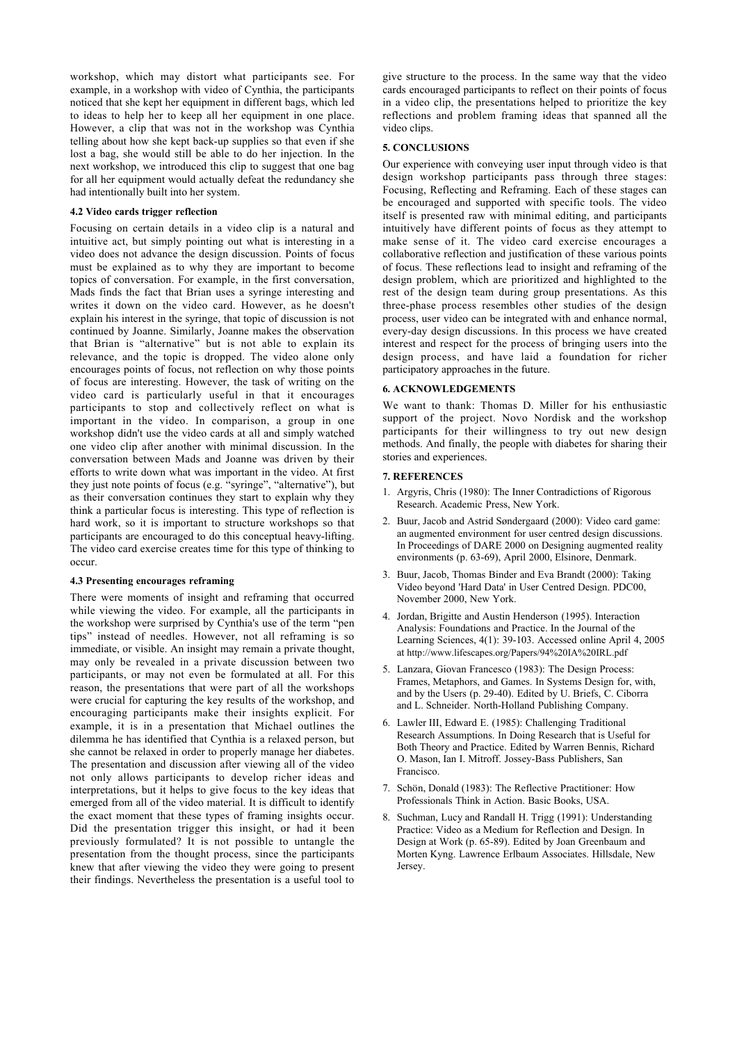workshop, which may distort what participants see. For example, in a workshop with video of Cynthia, the participants noticed that she kept her equipment in different bags, which led to ideas to help her to keep all her equipment in one place. However, a clip that was not in the workshop was Cynthia telling about how she kept back-up supplies so that even if she lost a bag, she would still be able to do her injection. In the next workshop, we introduced this clip to suggest that one bag for all her equipment would actually defeat the redundancy she had intentionally built into her system.

### 4.2 Video cards trigger reflection

Focusing on certain details in a video clip is a natural and intuitive act, but simply pointing out what is interesting in a video does not advance the design discussion. Points of focus must be explained as to why they are important to become topics of conversation. For example, in the first conversation, Mads finds the fact that Brian uses a syringe interesting and writes it down on the video card. However, as he doesn't explain his interest in the syringe, that topic of discussion is not continued by Joanne. Similarly, Joanne makes the observation that Brian is "alternative" but is not able to explain its relevance, and the topic is dropped. The video alone only encourages points of focus, not reflection on why those points of focus are interesting. However, the task of writing on the video card is particularly useful in that it encourages participants to stop and collectively reflect on what is important in the video. In comparison, a group in one workshop didn't use the video cards at all and simply watched one video clip after another with minimal discussion. In the conversation between Mads and Joanne was driven by their efforts to write down what was important in the video. At first they just note points of focus (e.g. "syringe", "alternative"), but as their conversation continues they start to explain why they think a particular focus is interesting. This type of reflection is hard work, so it is important to structure workshops so that participants are encouraged to do this conceptual heavy-lifting. The video card exercise creates time for this type of thinking to occur.

### 4.3 Presenting encourages reframing

There were moments of insight and reframing that occurred while viewing the video. For example, all the participants in the workshop were surprised by Cynthia's use of the term "pen tips" instead of needles. However, not all reframing is so immediate, or visible. An insight may remain a private thought, may only be revealed in a private discussion between two participants, or may not even be formulated at all. For this reason, the presentations that were part of all the workshops were crucial for capturing the key results of the workshop, and encouraging participants make their insights explicit. For example, it is in a presentation that Michael outlines the dilemma he has identified that Cynthia is a relaxed person, but she cannot be relaxed in order to properly manage her diabetes. The presentation and discussion after viewing all of the video not only allows participants to develop richer ideas and interpretations, but it helps to give focus to the key ideas that emerged from all of the video material. It is difficult to identify the exact moment that these types of framing insights occur. Did the presentation trigger this insight, or had it been previously formulated? It is not possible to untangle the presentation from the thought process, since the participants knew that after viewing the video they were going to present their findings. Nevertheless the presentation is a useful tool to give structure to the process. In the same way that the video cards encouraged participants to reflect on their points of focus in a video clip, the presentations helped to prioritize the key reflections and problem framing ideas that spanned all the video clips.

## 5. CONCLUSIONS

Our experience with conveying user input through video is that design workshop participants pass through three stages: Focusing, Reflecting and Reframing. Each of these stages can be encouraged and supported with specific tools. The video itself is presented raw with minimal editing, and participants intuitively have different points of focus as they attempt to make sense of it. The video card exercise encourages a collaborative reflection and justification of these various points of focus. These reflections lead to insight and reframing of the design problem, which are prioritized and highlighted to the rest of the design team during group presentations. As this three-phase process resembles other studies of the design process, user video can be integrated with and enhance normal, every-day design discussions. In this process we have created interest and respect for the process of bringing users into the design process, and have laid a foundation for richer participatory approaches in the future.

## 6. ACKNOWLEDGEMENTS

We want to thank: Thomas D. Miller for his enthusiastic support of the project. Novo Nordisk and the workshop participants for their willingness to try out new design methods. And finally, the people with diabetes for sharing their stories and experiences.

## 7. REFERENCES

1. Argyris, Chris (1980): The Inner Contradictions of Rigorous Research. Academic Press, New York.
2. Buur, Jacob and Astrid Søndergaard (2000): Video card game: an augmented environment for user centred design discussions. In Proceedings of DARE 2000 on Designing augmented reality environments (p. 63-69), April 2000, Elsinore, Denmark.
3. Buur, Jacob, Thomas Binder and Eva Brandt (2000): Taking Video beyond 'Hard Data' in User Centred Design. PDC00, November 2000, New York.
4. Jordan, Brigitte and Austin Henderson (1995). Interaction Analysis: Foundations and Practice. In the Journal of the Learning Sciences, 4(1): 39-103. Accessed online April 4, 2005 at http://www.lifescapes.org/Papers/94%20IA%20IRL.pdf
5. Lanzara, Giovan Francesco (1983): The Design Process: Frames, Metaphors, and Games. In Systems Design for, with, and by the Users (p. 29-40). Edited by U. Briefs, C. Ciborra and L. Schneider. North-Holland Publishing Company.
6. Lawler III, Edward E. (1985): Challenging Traditional Research Assumptions. In Doing Research that is Useful for Both Theory and Practice. Edited by Warren Bennis, Richard O. Mason, Ian I. Mitroff. Jossey-Bass Publishers, San Francisco.
7. Schön, Donald (1983): The Reflective Practitioner: How Professionals Think in Action. Basic Books, USA.
8. Suchman, Lucy and Randall H. Trigg (1991): Understanding Practice: Video as a Medium for Reflection and Design. In Design at Work (p. 65-89). Edited by Joan Greenbaum and Morten Kyng. Lawrence Erlbaum Associates. Hillsdale, New Jersey.